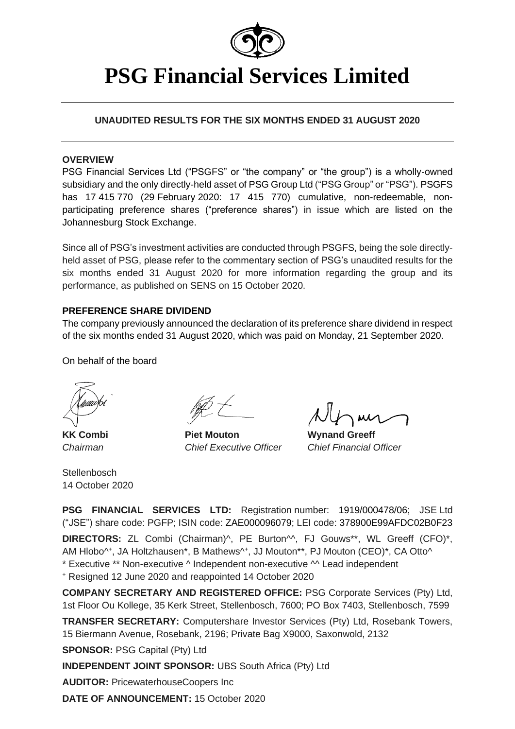# PSG Financial Services Limited

**UNAUDITED RESULTS FOR THE SIX MONTHS ENDED 31 AUGUST 2020**

## OVERVIEW

PSG Financial Services Ltd ("PSGFS" or "the company" or "the group") is a wholly-owned subsidiary and the only directly-held asset of PSG Group Ltd ("PSG Group" or "PSG"). PSGFS has 17 415 770 (29 February 2020: 17 415 770) cumulative, non-redeemable, non-participating preference shares ("preference shares") in issue which are listed on the Johannesburg Stock Exchange.

Since all of PSG's investment activities are conducted through PSGFS, being the sole directly-held asset of PSG, please refer to the commentary section of PSG's unaudited results for the six months ended 31 August 2020 for more information regarding the group and its performance, as published on SENS on 15 October 2020.

## PREFERENCE SHARE DIVIDEND

The company previously announced the declaration of its preference share dividend in respect of the six months ended 31 August 2020, which was paid on Monday, 21 September 2020.

On behalf of the board

| **KK Combi** | **Piet Mouton** | **Wynand Greeff** |
|---|---|---|
| *Chairman* | *Chief Executive Officer* | *Chief Financial Officer* |

Stellenbosch
14 October 2020

**PSG FINANCIAL SERVICES LTD:** Registration number: 1919/000478/06; JSE Ltd ("JSE") share code: PGFP; ISIN code: ZAE000096079; LEI code: 378900E99AFDC02B0F23

**DIRECTORS:** ZL Combi (Chairman)^, PE Burton^^, FJ Gouws**, WL Greeff (CFO)*, AM Hlobo^+, JA Holtzhausen*, B Mathews^+, JJ Mouton**, PJ Mouton (CEO)*, CA Otto^
* Executive ** Non-executive ^ Independent non-executive ^^ Lead independent
+ Resigned 12 June 2020 and reappointed 14 October 2020

**COMPANY SECRETARY AND REGISTERED OFFICE:** PSG Corporate Services (Pty) Ltd, 1st Floor Ou Kollege, 35 Kerk Street, Stellenbosch, 7600; PO Box 7403, Stellenbosch, 7599

**TRANSFER SECRETARY:** Computershare Investor Services (Pty) Ltd, Rosebank Towers, 15 Biermann Avenue, Rosebank, 2196; Private Bag X9000, Saxonwold, 2132

**SPONSOR:** PSG Capital (Pty) Ltd

**INDEPENDENT JOINT SPONSOR:** UBS South Africa (Pty) Ltd

**AUDITOR:** PricewaterhouseCoopers Inc

**DATE OF ANNOUNCEMENT:** 15 October 2020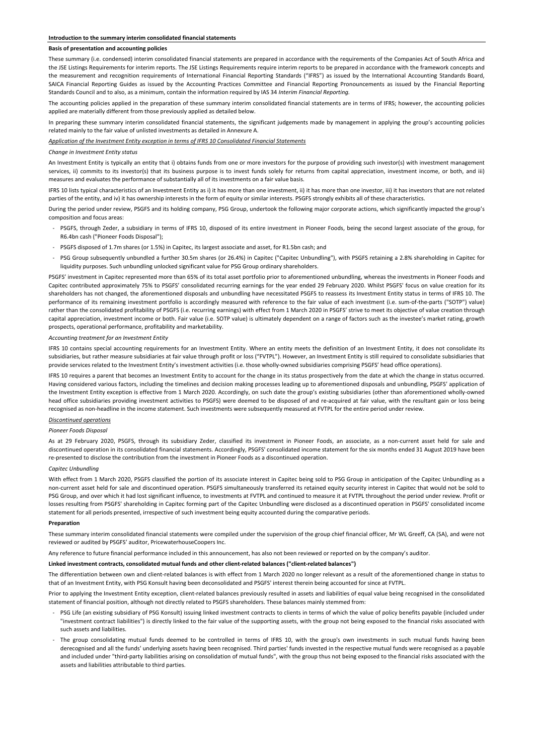## Introduction to the summary interim consolidated financial statements

### Basis of presentation and accounting policies

These summary (i.e. condensed) interim consolidated financial statements are prepared in accordance with the requirements of the Companies Act of South Africa and the JSE Listings Requirements for interim reports. The JSE Listings Requirements require interim reports to be prepared in accordance with the framework concepts and the measurement and recognition requirements of International Financial Reporting Standards ("IFRS") as issued by the International Accounting Standards Board, SAICA Financial Reporting Guides as issued by the Accounting Practices Committee and Financial Reporting Pronouncements as issued by the Financial Reporting Standards Council and to also, as a minimum, contain the information required by IAS 34 *Interim Financial Reporting.*

The accounting policies applied in the preparation of these summary interim consolidated financial statements are in terms of IFRS; however, the accounting policies applied are materially different from those previously applied as detailed below.

In preparing these summary interim consolidated financial statements, the significant judgements made by management in applying the group's accounting policies related mainly to the fair value of unlisted investments as detailed in Annexure A.

*Application of the Investment Entity exception in terms of IFRS 10 Consolidated Financial Statements*

*Change in Investment Entity status*

An Investment Entity is typically an entity that i) obtains funds from one or more investors for the purpose of providing such investor(s) with investment management services, ii) commits to its investor(s) that its business purpose is to invest funds solely for returns from capital appreciation, investment income, or both, and iii) measures and evaluates the performance of substantially all of its investments on a fair value basis.

IFRS 10 lists typical characteristics of an Investment Entity as i) it has more than one investment, ii) it has more than one investor, iii) it has investors that are not related parties of the entity, and iv) it has ownership interests in the form of equity or similar interests. PSGFS strongly exhibits all of these characteristics.

During the period under review, PSGFS and its holding company, PSG Group, undertook the following major corporate actions, which significantly impacted the group's composition and focus areas:

- PSGFS, through Zeder, a subsidiary in terms of IFRS 10, disposed of its entire investment in Pioneer Foods, being the second largest associate of the group, for R6.4bn cash ("Pioneer Foods Disposal");
- PSGFS disposed of 1.7m shares (or 1.5%) in Capitec, its largest associate and asset, for R1.5bn cash; and
- PSG Group subsequently unbundled a further 30.5m shares (or 26.4%) in Capitec ("Capitec Unbundling"), with PSGFS retaining a 2.8% shareholding in Capitec for liquidity purposes. Such unbundling unlocked significant value for PSG Group ordinary shareholders.

PSGFS' investment in Capitec represented more than 65% of its total asset portfolio prior to aforementioned unbundling, whereas the investments in Pioneer Foods and Capitec contributed approximately 75% to PSGFS' consolidated recurring earnings for the year ended 29 February 2020. Whilst PSGFS' focus on value creation for its shareholders has not changed, the aforementioned disposals and unbundling have necessitated PSGFS to reassess its Investment Entity status in terms of IFRS 10. The performance of its remaining investment portfolio is accordingly measured with reference to the fair value of each investment (i.e. sum-of-the-parts ("SOTP") value) rather than the consolidated profitability of PSGFS (i.e. recurring earnings) with effect from 1 March 2020 in PSGFS' strive to meet its objective of value creation through capital appreciation, investment income or both. Fair value (i.e. SOTP value) is ultimately dependent on a range of factors such as the investee's market rating, growth prospects, operational performance, profitability and marketability.

*Accounting treatment for an Investment Entity*

IFRS 10 contains special accounting requirements for an Investment Entity. Where an entity meets the definition of an Investment Entity, it does not consolidate its subsidiaries, but rather measure subsidiaries at fair value through profit or loss ("FVTPL"). However, an Investment Entity is still required to consolidate subsidiaries that provide services related to the Investment Entity's investment activities (i.e. those wholly-owned subsidiaries comprising PSGFS' head office operations).

IFRS 10 requires a parent that becomes an Investment Entity to account for the change in its status prospectively from the date at which the change in status occurred. Having considered various factors, including the timelines and decision making processes leading up to aforementioned disposals and unbundling, PSGFS' application of the Investment Entity exception is effective from 1 March 2020. Accordingly, on such date the group's existing subsidiaries (other than aforementioned wholly-owned head office subsidiaries providing investment activities to PSGFS) were deemed to be disposed of and re-acquired at fair value, with the resultant gain or loss being recognised as non-headline in the income statement. Such investments were subsequently measured at FVTPL for the entire period under review.

*Discontinued operations*

*Pioneer Foods Disposal*

As at 29 February 2020, PSGFS, through its subsidiary Zeder, classified its investment in Pioneer Foods, an associate, as a non-current asset held for sale and discontinued operation in its consolidated financial statements. Accordingly, PSGFS' consolidated income statement for the six months ended 31 August 2019 have been re-presented to disclose the contribution from the investment in Pioneer Foods as a discontinued operation.

*Capitec Unbundling*

With effect from 1 March 2020, PSGFS classified the portion of its associate interest in Capitec being sold to PSG Group in anticipation of the Capitec Unbundling as a non-current asset held for sale and discontinued operation. PSGFS simultaneously transferred its retained equity security interest in Capitec that would not be sold to PSG Group, and over which it had lost significant influence, to investments at FVTPL and continued to measure it at FVTPL throughout the period under review. Profit or losses resulting from PSGFS' shareholding in Capitec forming part of the Capitec Unbundling were disclosed as a discontinued operation in PSGFS' consolidated income statement for all periods presented, irrespective of such investment being equity accounted during the comparative periods.

### Preparation

These summary interim consolidated financial statements were compiled under the supervision of the group chief financial officer, Mr WL Greeff, CA (SA), and were not reviewed or audited by PSGFS' auditor, PricewaterhouseCoopers Inc.

Any reference to future financial performance included in this announcement, has also not been reviewed or reported on by the company's auditor.

### Linked investment contracts, consolidated mutual funds and other client-related balances ("client-related balances")

The differentiation between own and client-related balances is with effect from 1 March 2020 no longer relevant as a result of the aforementioned change in status to that of an Investment Entity, with PSG Konsult having been deconsolidated and PSGFS' interest therein being accounted for since at FVTPL.

Prior to applying the Investment Entity exception, client-related balances previously resulted in assets and liabilities of equal value being recognised in the consolidated statement of financial position, although not directly related to PSGFS shareholders. These balances mainly stemmed from:

- PSG Life (an existing subsidiary of PSG Konsult) issuing linked investment contracts to clients in terms of which the value of policy benefits payable (included under "investment contract liabilities") is directly linked to the fair value of the supporting assets, with the group not being exposed to the financial risks associated with such assets and liabilities.
- The group consolidating mutual funds deemed to be controlled in terms of IFRS 10, with the group's own investments in such mutual funds having been derecognised and all the funds' underlying assets having been recognised. Third parties' funds invested in the respective mutual funds were recognised as a payable and included under "third-party liabilities arising on consolidation of mutual funds", with the group thus not being exposed to the financial risks associated with the assets and liabilities attributable to third parties.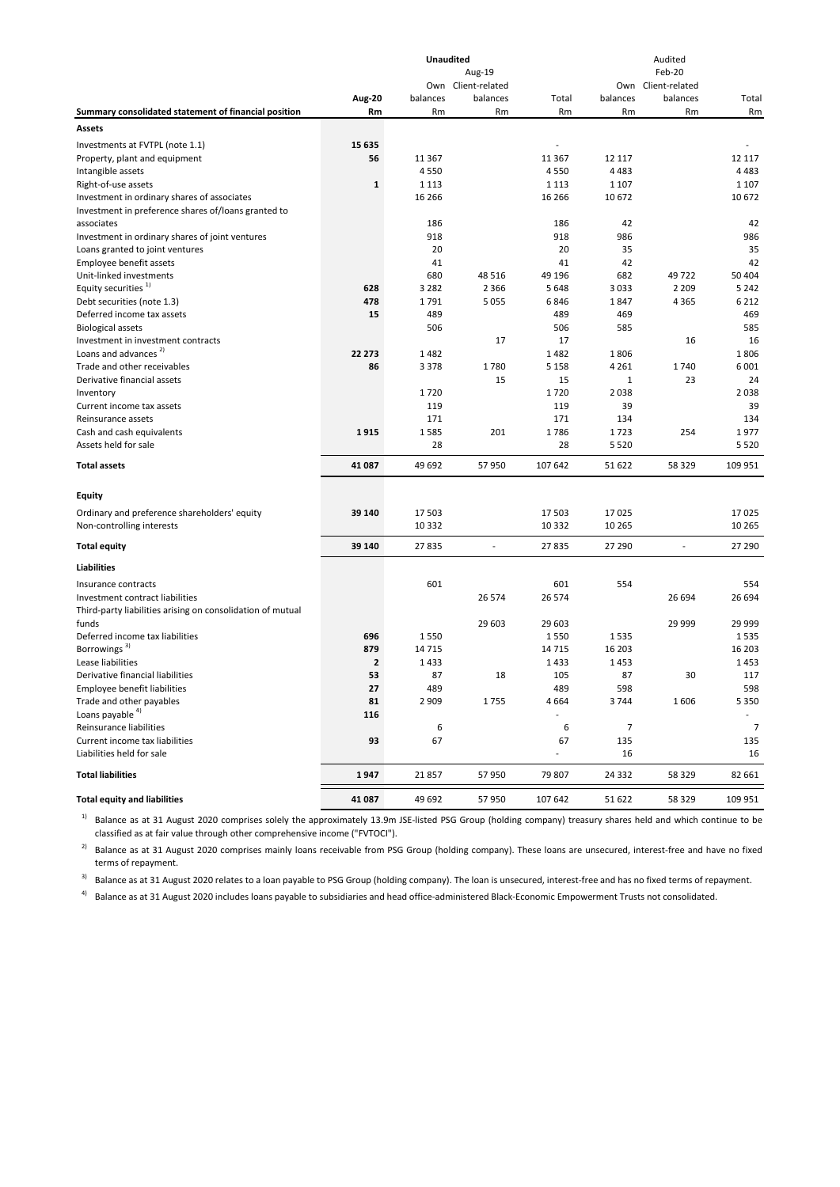| Summary consolidated statement of financial position | Unaudited | | | | Audited | | |
|---|---|---|---|---|---|---|---|
| | | Aug-19 | | | Feb-20 | | |
| | Aug-20 | Own balances | Client-related balances | Total | Own balances | Client-related balances | Total |
| | Rm | Rm | Rm | Rm | Rm | Rm | Rm |
| **Assets** | | | | | | | |
| Investments at FVTPL (note 1.1) | **15 635** | | | - | | | - |
| Property, plant and equipment | **56** | 11 367 | | 11 367 | 12 117 | | 12 117 |
| Intangible assets | | 4 550 | | 4 550 | 4 483 | | 4 483 |
| Right-of-use assets | **1** | 1 113 | | 1 113 | 1 107 | | 1 107 |
| Investment in ordinary shares of associates | | 16 266 | | 16 266 | 10 672 | | 10 672 |
| Investment in preference shares of/loans granted to associates | | 186 | | 186 | 42 | | 42 |
| Investment in ordinary shares of joint ventures | | 918 | | 918 | 986 | | 986 |
| Loans granted to joint ventures | | 20 | | 20 | 35 | | 35 |
| Employee benefit assets | | 41 | | 41 | 42 | | 42 |
| Unit-linked investments | | 680 | 48 516 | 49 196 | 682 | 49 722 | 50 404 |
| Equity securities [1)] | **628** | 3 282 | 2 366 | 5 648 | 3 033 | 2 209 | 5 242 |
| Debt securities (note 1.3) | **478** | 1 791 | 5 055 | 6 846 | 1 847 | 4 365 | 6 212 |
| Deferred income tax assets | **15** | 489 | | 489 | 469 | | 469 |
| Biological assets | | 506 | | 506 | 585 | | 585 |
| Investment in investment contracts | | | 17 | 17 | | 16 | 16 |
| Loans and advances [2)] | **22 273** | 1 482 | | 1 482 | 1 806 | | 1 806 |
| Trade and other receivables | **86** | 3 378 | 1 780 | 5 158 | 4 261 | 1 740 | 6 001 |
| Derivative financial assets | | | 15 | 15 | 1 | 23 | 24 |
| Inventory | | 1 720 | | 1 720 | 2 038 | | 2 038 |
| Current income tax assets | | 119 | | 119 | 39 | | 39 |
| Reinsurance assets | | 171 | | 171 | 134 | | 134 |
| Cash and cash equivalents | **1 915** | 1 585 | 201 | 1 786 | 1 723 | 254 | 1 977 |
| Assets held for sale | | 28 | | 28 | 5 520 | | 5 520 |
| **Total assets** | **41 087** | 49 692 | 57 950 | 107 642 | 51 622 | 58 329 | 109 951 |
| **Equity** | | | | | | | |
| Ordinary and preference shareholders' equity | **39 140** | 17 503 | | 17 503 | 17 025 | | 17 025 |
| Non-controlling interests | | 10 332 | | 10 332 | 10 265 | | 10 265 |
| **Total equity** | **39 140** | 27 835 | - | 27 835 | 27 290 | - | 27 290 |
| **Liabilities** | | | | | | | |
| Insurance contracts | | 601 | | 601 | 554 | | 554 |
| Investment contract liabilities | | | 26 574 | 26 574 | | 26 694 | 26 694 |
| Third-party liabilities arising on consolidation of mutual funds | | | 29 603 | 29 603 | | 29 999 | 29 999 |
| Deferred income tax liabilities | **696** | 1 550 | | 1 550 | 1 535 | | 1 535 |
| Borrowings [3)] | **879** | 14 715 | | 14 715 | 16 203 | | 16 203 |
| Lease liabilities | **2** | 1 433 | | 1 433 | 1 453 | | 1 453 |
| Derivative financial liabilities | **53** | 87 | 18 | 105 | 87 | 30 | 117 |
| Employee benefit liabilities | **27** | 489 | | 489 | 598 | | 598 |
| Trade and other payables | **81** | 2 909 | 1 755 | 4 664 | 3 744 | 1 606 | 5 350 |
| Loans payable [4)] | **116** | | | - | | | - |
| Reinsurance liabilities | | 6 | | 6 | 7 | | 7 |
| Current income tax liabilities | **93** | 67 | | 67 | 135 | | 135 |
| Liabilities held for sale | | | | - | 16 | | 16 |
| **Total liabilities** | **1 947** | 21 857 | 57 950 | 79 807 | 24 332 | 58 329 | 82 661 |
| **Total equity and liabilities** | **41 087** | 49 692 | 57 950 | 107 642 | 51 622 | 58 329 | 109 951 |

[1)] Balance as at 31 August 2020 comprises solely the approximately 13.9m JSE-listed PSG Group (holding company) treasury shares held and which continue to be classified as at fair value through other comprehensive income ("FVTOCI").

[2)] Balance as at 31 August 2020 comprises mainly loans receivable from PSG Group (holding company). These loans are unsecured, interest-free and have no fixed terms of repayment.

[3)] Balance as at 31 August 2020 relates to a loan payable to PSG Group (holding company). The loan is unsecured, interest-free and has no fixed terms of repayment.

[4)] Balance as at 31 August 2020 includes loans payable to subsidiaries and head office-administered Black-Economic Empowerment Trusts not consolidated.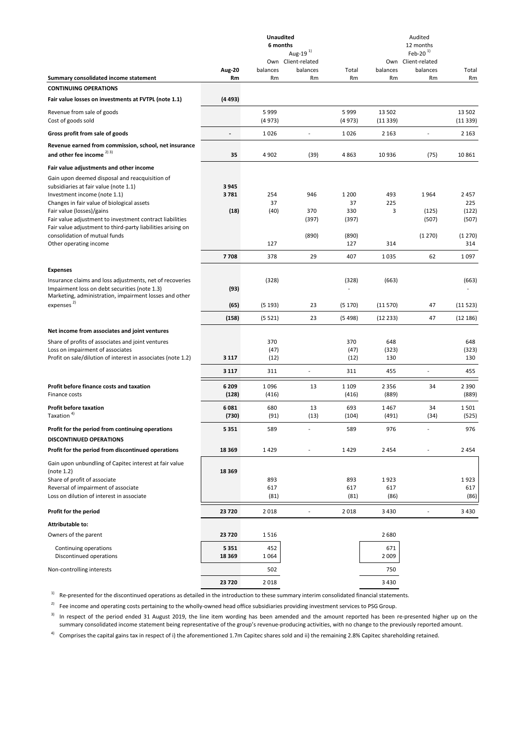| Summary consolidated income statement | Aug-20 Rm | Unaudited 6 months Aug-19 [1] Own balances Rm | Client-related balances Rm | Total Rm | Audited 12 months Feb-20 [1] Own balances Rm | Client-related balances Rm | Total Rm |
|---|---|---|---|---|---|---|---|
| **CONTINUING OPERATIONS** | | | | | | | |
| **Fair value losses on investments at FVTPL (note 1.1)** | **(4 493)** | | | | | | |
| Revenue from sale of goods | | 5 999 | | 5 999 | 13 502 | | 13 502 |
| Cost of goods sold | | (4 973) | | (4 973) | (11 339) | | (11 339) |
| **Gross profit from sale of goods** | **-** | 1 026 | - | 1 026 | 2 163 | - | 2 163 |
| **Revenue earned from commission, school, net insurance and other fee income** [2) 3)] | **35** | 4 902 | (39) | 4 863 | 10 936 | (75) | 10 861 |
| **Fair value adjustments and other income** | | | | | | | |
| Gain upon deemed disposal and reacquisition of subsidiaries at fair value (note 1.1) | **3 945** | | | | | | |
| Investment income (note 1.1) | **3 781** | 254 | 946 | 1 200 | 493 | 1 964 | 2 457 |
| Changes in fair value of biological assets | | 37 | | 37 | 225 | | 225 |
| Fair value (losses)/gains | **(18)** | (40) | 370 | 330 | 3 | (125) | (122) |
| Fair value adjustment to investment contract liabilities | | | (397) | (397) | | (507) | (507) |
| Fair value adjustment to third-party liabilities arising on consolidation of mutual funds | | | (890) | (890) | | (1 270) | (1 270) |
| Other operating income | | 127 | | 127 | 314 | | 314 |
| | **7 708** | 378 | 29 | 407 | 1 035 | 62 | 1 097 |
| **Expenses** | | | | | | | |
| Insurance claims and loss adjustments, net of recoveries | | (328) | | (328) | (663) | | (663) |
| Impairment loss on debt securities (note 1.3) | **(93)** | | | - | | | - |
| Marketing, administration, impairment losses and other expenses [2)] | **(65)** | (5 193) | 23 | (5 170) | (11 570) | 47 | (11 523) |
| | **(158)** | (5 521) | 23 | (5 498) | (12 233) | 47 | (12 186) |
| **Net income from associates and joint ventures** | | | | | | | |
| Share of profits of associates and joint ventures | | 370 | | 370 | 648 | | 648 |
| Loss on impairment of associates | | (47) | | (47) | (323) | | (323) |
| Profit on sale/dilution of interest in associates (note 1.2) | **3 117** | (12) | | (12) | 130 | | 130 |
| | **3 117** | 311 | - | 311 | 455 | - | 455 |
| **Profit before finance costs and taxation** | **6 209** | 1 096 | 13 | 1 109 | 2 356 | 34 | 2 390 |
| Finance costs | **(128)** | (416) | | (416) | (889) | | (889) |
| **Profit before taxation** | **6 081** | 680 | 13 | 693 | 1 467 | 34 | 1 501 |
| Taxation [4)] | **(730)** | (91) | (13) | (104) | (491) | (34) | (525) |
| **Profit for the period from continuing operations** | **5 351** | 589 | - | 589 | 976 | - | 976 |
| **DISCONTINUED OPERATIONS** | | | | | | | |
| **Profit for the period from discontinued operations** | **18 369** | 1 429 | - | 1 429 | 2 454 | - | 2 454 |
| Gain upon unbundling of Capitec interest at fair value (note 1.2) | **18 369** | | | | | | |
| Share of profit of associate | | 893 | | 893 | 1 923 | | 1 923 |
| Reversal of impairment of associate | | 617 | | 617 | 617 | | 617 |
| Loss on dilution of interest in associate | | (81) | | (81) | (86) | | (86) |
| **Profit for the period** | **23 720** | 2 018 | - | 2 018 | 3 430 | - | 3 430 |
| **Attributable to:** | | | | | | | |
| Owners of the parent | **23 720** | 1 516 | | | 2 680 | | |
| Continuing operations | **5 351** | 452 | | | 671 | | |
| Discontinued operations | **18 369** | 1 064 | | | 2 009 | | |
| Non-controlling interests | | 502 | | | 750 | | |
| | **23 720** | 2 018 | | | 3 430 | | |

1) Re-presented for the discontinued operations as detailed in the introduction to these summary interim consolidated financial statements.

2) Fee income and operating costs pertaining to the wholly-owned head office subsidiaries providing investment services to PSG Group.

3) In respect of the period ended 31 August 2019, the line item wording has been amended and the amount reported has been re-presented higher up on the summary consolidated income statement being representative of the group's revenue-producing activities, with no change to the previously reported amount.

4) Comprises the capital gains tax in respect of i) the aforementioned 1.7m Capitec shares sold and ii) the remaining 2.8% Capitec shareholding retained.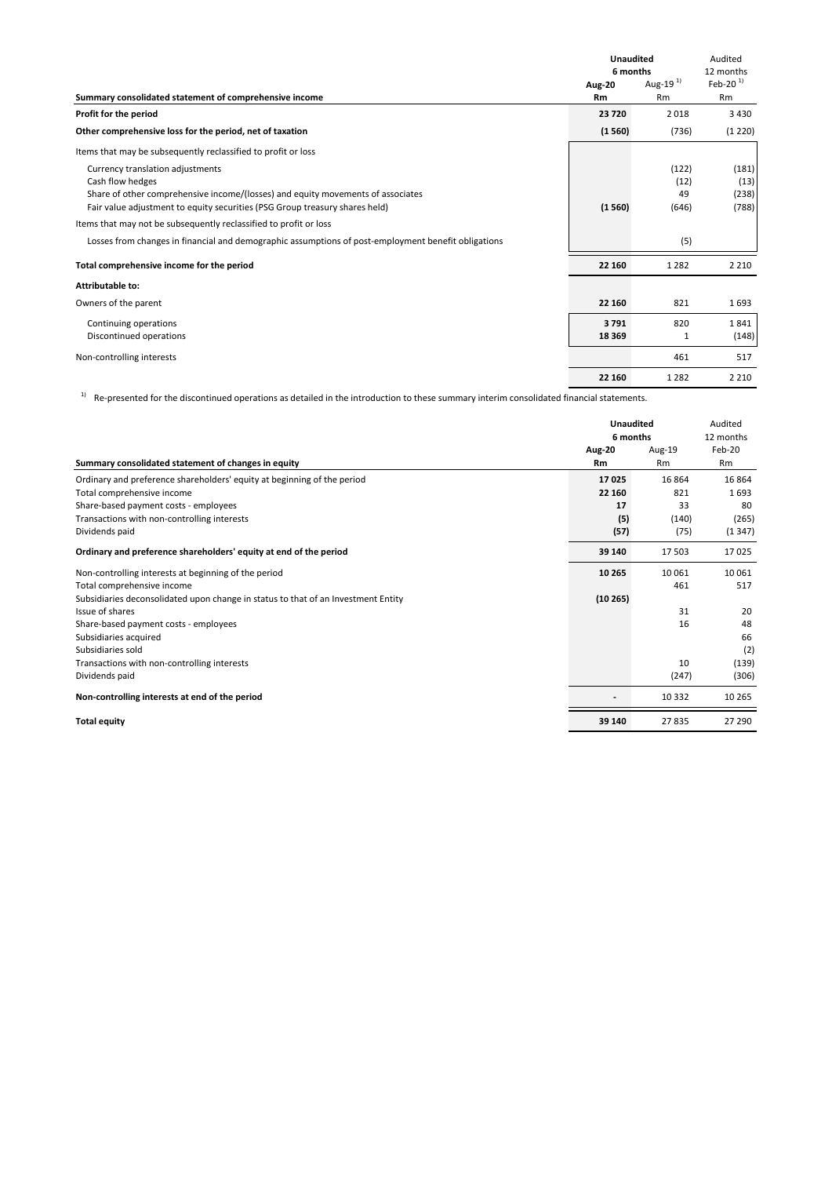| Summary consolidated statement of comprehensive income | Unaudited 6 months Aug-20 Rm | Unaudited 6 months Aug-19 [1] Rm | Audited 12 months Feb-20 [1] Rm |
|---|---|---|---|
| **Profit for the period** | **23 720** | 2 018 | 3 430 |
| **Other comprehensive loss for the period, net of taxation** | **(1 560)** | (736) | (1 220) |
| Items that may be subsequently reclassified to profit or loss | | | |
| Currency translation adjustments | | (122) | (181) |
| Cash flow hedges | | (12) | (13) |
| Share of other comprehensive income/(losses) and equity movements of associates | | 49 | (238) |
| Fair value adjustment to equity securities (PSG Group treasury shares held) | (1 560) | (646) | (788) |
| Items that may not be subsequently reclassified to profit or loss | | | |
| Losses from changes in financial and demographic assumptions of post-employment benefit obligations | | (5) | |
| **Total comprehensive income for the period** | **22 160** | 1 282 | 2 210 |
| **Attributable to:** | | | |
| Owners of the parent | **22 160** | 821 | 1 693 |
| Continuing operations | **3 791** | 820 | 1 841 |
| Discontinued operations | **18 369** | 1 | (148) |
| Non-controlling interests | | 461 | 517 |
| | **22 160** | 1 282 | 2 210 |

[1] Re-presented for the discontinued operations as detailed in the introduction to these summary interim consolidated financial statements.

| Summary consolidated statement of changes in equity | Unaudited 6 months Aug-20 Rm | Unaudited 6 months Aug-19 Rm | Audited 12 months Feb-20 Rm |
|---|---|---|---|
| Ordinary and preference shareholders' equity at beginning of the period | **17 025** | 16 864 | 16 864 |
| Total comprehensive income | **22 160** | 821 | 1 693 |
| Share-based payment costs - employees | **17** | 33 | 80 |
| Transactions with non-controlling interests | **(5)** | (140) | (265) |
| Dividends paid | **(57)** | (75) | (1 347) |
| **Ordinary and preference shareholders' equity at end of the period** | **39 140** | 17 503 | 17 025 |
| Non-controlling interests at beginning of the period | **10 265** | 10 061 | 10 061 |
| Total comprehensive income | | 461 | 517 |
| Subsidiaries deconsolidated upon change in status to that of an Investment Entity | **(10 265)** | | |
| Issue of shares | | 31 | 20 |
| Share-based payment costs - employees | | 16 | 48 |
| Subsidiaries acquired | | | 66 |
| Subsidiaries sold | | | (2) |
| Transactions with non-controlling interests | | 10 | (139) |
| Dividends paid | | (247) | (306) |
| **Non-controlling interests at end of the period** | **-** | 10 332 | 10 265 |
| **Total equity** | **39 140** | 27 835 | 27 290 |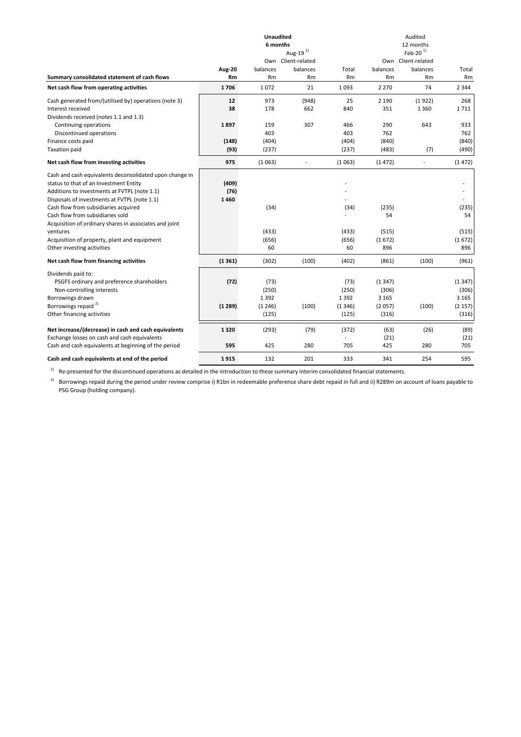| Summary consolidated statement of cash flows | Unaudited 6 months Aug-20 Rm | Aug-19 [1] Own balances Rm | Aug-19 [1] Client-related balances Rm | Aug-19 [1] Total Rm | Audited 12 months Feb-20 [1] Own balances Rm | Feb-20 [1] Client-related balances Rm | Feb-20 [1] Total Rm |
|---|---|---|---|---|---|---|---|
| **Net cash flow from operating activities** | **1 706** | 1 072 | 21 | 1 093 | 2 270 | 74 | 2 344 |
| Cash generated from/(utilised by) operations (note 3) | **12** | 973 | (948) | 25 | 2 190 | (1 922) | 268 |
| Interest received | **38** | 178 | 662 | 840 | 351 | 1 360 | 1 711 |
| Dividends received (notes 1.1 and 1.3) | | | | | | | |
| Continuing operations | **1 897** | 159 | 307 | 466 | 290 | 643 | 933 |
| Discontinued operations | | 403 | | 403 | 762 | | 762 |
| Finance costs paid | **(148)** | (404) | | (404) | (840) | | (840) |
| Taxation paid | **(93)** | (237) | | (237) | (483) | (7) | (490) |
| **Net cash flow from investing activities** | **975** | (1 063) | - | (1 063) | (1 472) | - | (1 472) |
| Cash and cash equivalents deconsolidated upon change in status to that of an Investment Entity | **(409)** | | | - | | | - |
| Additions to investments at FVTPL (note 1.1) | **(76)** | | | - | | | - |
| Disposals of investments at FVTPL (note 1.1) | **1 460** | | | - | | | - |
| Cash flow from subsidiaries acquired | | (34) | | (34) | (235) | | (235) |
| Cash flow from subsidiaries sold | | | | - | 54 | | 54 |
| Acquisition of ordinary shares in associates and joint ventures | | (433) | | (433) | (515) | | (515) |
| Acquisition of property, plant and equipment | | (656) | | (656) | (1 672) | | (1 672) |
| Other investing activities | | 60 | | 60 | 896 | | 896 |
| **Net cash flow from financing activities** | **(1 361)** | (302) | (100) | (402) | (861) | (100) | (961) |
| Dividends paid to: | | | | | | | |
| PSGFS ordinary and preference shareholders | **(72)** | (73) | | (73) | (1 347) | | (1 347) |
| Non-controlling interests | | (250) | | (250) | (306) | | (306) |
| Borrowings drawn | | 1 392 | | 1 392 | 3 165 | | 3 165 |
| Borrowings repaid [2] | **(1 289)** | (1 246) | (100) | (1 346) | (2 057) | (100) | (2 157) |
| Other financing activities | | (125) | | (125) | (316) | | (316) |
| **Net increase/(decrease) in cash and cash equivalents** | **1 320** | (293) | (79) | (372) | (63) | (26) | (89) |
| Exchange losses on cash and cash equivalents | | | | - | (21) | | (21) |
| Cash and cash equivalents at beginning of the period | **595** | 425 | 280 | 705 | 425 | 280 | 705 |
| **Cash and cash equivalents at end of the period** | **1 915** | 132 | 201 | 333 | 341 | 254 | 595 |

[1] Re-presented for the discontinued operations as detailed in the introduction to these summary interim consolidated financial statements.

[2] Borrowings repaid during the period under review comprise i) R1bn in redeemable preference share debt repaid in full and ii) R289m on account of loans payable to PSG Group (holding company).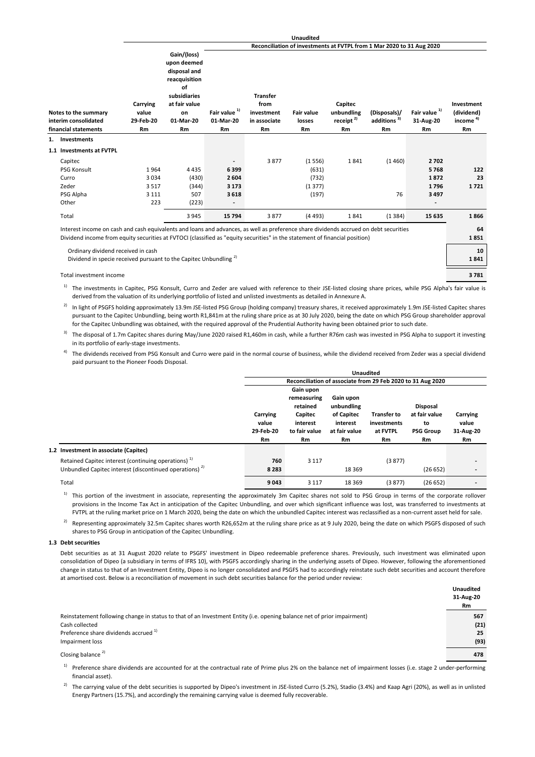| Notes to the summary interim consolidated financial statements | Carrying value 29-Feb-20 Rm | Gain/(loss) upon deemed disposal and reacquisition of subsidiaries at fair value on 01-Mar-20 Rm | Fair value [1] 01-Mar-20 Rm | Transfer from investment in associate Rm | Fair value losses Rm | Capitec unbundling receipt [2] Rm | (Disposals)/ additions [3] Rm | Fair value [1] 31-Aug-20 Rm | Investment (dividend) income [4] Rm |
|---|---|---|---|---|---|---|---|---|---|
| | | | Unaudited | | | | | | |
| | | | Reconciliation of investments at FVTPL from 1 Mar 2020 to 31 Aug 2020 | | | | | | |
| **1. Investments** | | | | | | | | | |
| **1.1 Investments at FVTPL** | | | | | | | | | |
| Capitec | | | - | 3 877 | (1 556) | 1 841 | (1 460) | **2 702** | |
| PSG Konsult | 1 964 | 4 435 | **6 399** | | (631) | | | **5 768** | **122** |
| Curro | 3 034 | (430) | **2 604** | | (732) | | | **1 872** | **23** |
| Zeder | 3 517 | (344) | **3 173** | | (1 377) | | | **1 796** | **1 721** |
| PSG Alpha | 3 111 | 507 | **3 618** | | (197) | | 76 | **3 497** | |
| Other | 223 | (223) | - | | | | | - | |
| Total | | 3 945 | **15 794** | 3 877 | (4 493) | 1 841 | (1 384) | **15 635** | **1 866** |
| Interest income on cash and cash equivalents and loans and advances, as well as preference share dividends accrued on debt securities | | | | | | | | | **64** |
| Dividend income from equity securities at FVTOCI (classified as "equity securities" in the statement of financial position) | | | | | | | | | **1 851** |
| Ordinary dividend received in cash | | | | | | | | | **10** |
| Dividend in specie received pursuant to the Capitec Unbundling [2] | | | | | | | | | **1 841** |
| Total investment income | | | | | | | | | **3 781** |

[1] The investments in Capitec, PSG Konsult, Curro and Zeder are valued with reference to their JSE-listed closing share prices, while PSG Alpha's fair value is derived from the valuation of its underlying portfolio of listed and unlisted investments as detailed in Annexure A.

[2] In light of PSGFS holding approximately 13.9m JSE-listed PSG Group (holding company) treasury shares, it received approximately 1.9m JSE-listed Capitec shares pursuant to the Capitec Unbundling, being worth R1,841m at the ruling share price as at 30 July 2020, being the date on which PSG Group shareholder approval for the Capitec Unbundling was obtained, with the required approval of the Prudential Authority having been obtained prior to such date.

[3] The disposal of 1.7m Capitec shares during May/June 2020 raised R1,460m in cash, while a further R76m cash was invested in PSG Alpha to support it investing in its portfolio of early-stage investments.

[4] The dividends received from PSG Konsult and Curro were paid in the normal course of business, while the dividend received from Zeder was a special dividend paid pursuant to the Pioneer Foods Disposal.

| | Carrying value 29-Feb-20 Rm | Gain upon remeasuring retained Capitec interest to fair value Rm | Gain upon unbundling of Capitec interest at fair value Rm | Transfer to investments at FVTPL Rm | Disposal at fair value to PSG Group Rm | Carrying value 31-Aug-20 Rm |
|---|---|---|---|---|---|---|
| | Unaudited | | | | | |
| | Reconciliation of associate from 29 Feb 2020 to 31 Aug 2020 | | | | | |
| **1.2 Investment in associate (Capitec)** | | | | | | |
| Retained Capitec interest (continuing operations) [1] | **760** | 3 117 | | (3 877) | | - |
| Unbundled Capitec interest (discontinued operations) [2] | **8 283** | | 18 369 | | (26 652) | - |
| Total | **9 043** | 3 117 | 18 369 | (3 877) | (26 652) | - |

[1] This portion of the investment in associate, representing the approximately 3m Capitec shares not sold to PSG Group in terms of the corporate rollover provisions in the Income Tax Act in anticipation of the Capitec Unbundling, and over which significant influence was lost, was transferred to investments at FVTPL at the ruling market price on 1 March 2020, being the date on which the unbundled Capitec interest was reclassified as a non-current asset held for sale.

[2] Representing approximately 32.5m Capitec shares worth R26,652m at the ruling share price as at 9 July 2020, being the date on which PSGFS disposed of such shares to PSG Group in anticipation of the Capitec Unbundling.

**1.3 Debt securities**

Debt securities as at 31 August 2020 relate to PSGFS' investment in Dipeo redeemable preference shares. Previously, such investment was eliminated upon consolidation of Dipeo (a subsidiary in terms of IFRS 10), with PSGFS accordingly sharing in the underlying assets of Dipeo. However, following the aforementioned change in status to that of an Investment Entity, Dipeo is no longer consolidated and PSGFS had to accordingly reinstate such debt securities and account therefore at amortised cost. Below is a reconciliation of movement in such debt securities balance for the period under review:

| | Unaudited 31-Aug-20 Rm |
|---|---|
| Reinstatement following change in status to that of an Investment Entity (i.e. opening balance net of prior impairment) | **567** |
| Cash collected | **(21)** |
| Preference share dividends accrued [1] | **25** |
| Impairment loss | **(93)** |
| Closing balance [2] | **478** |

[1] Preference share dividends are accounted for at the contractual rate of Prime plus 2% on the balance net of impairment losses (i.e. stage 2 under-performing financial asset).

[2] The carrying value of the debt securities is supported by Dipeo's investment in JSE-listed Curro (5.2%), Stadio (3.4%) and Kaap Agri (20%), as well as in unlisted Energy Partners (15.7%), and accordingly the remaining carrying value is deemed fully recoverable.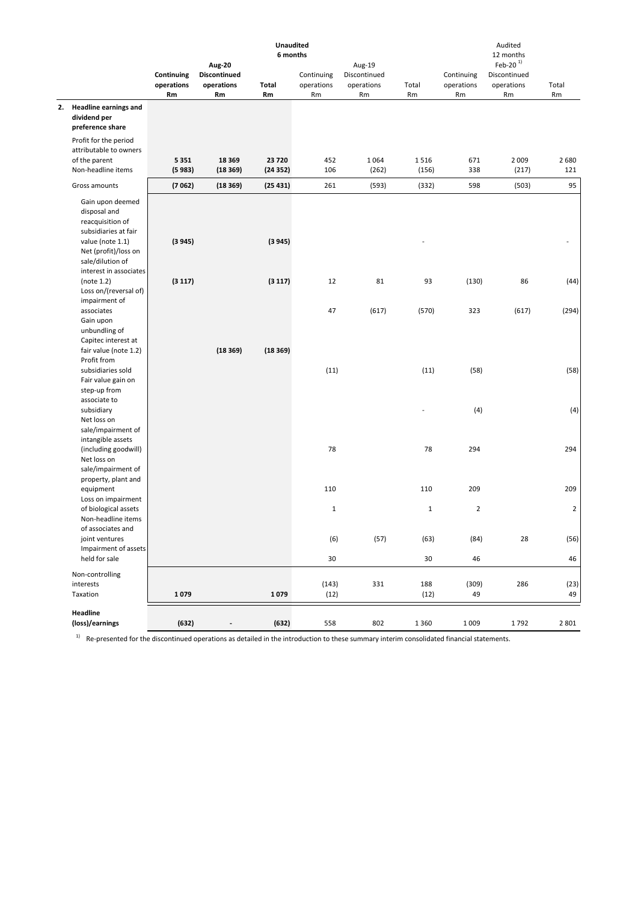| | Unaudited 6 months | | | | | | Audited 12 months | | |
|---|---|---|---|---|---|---|---|---|---|
| | **Aug-20** | | | Aug-19 | | | Feb-20 [1)] | | |
| | **Continuing operations Rm** | **Discontinued operations Rm** | **Total Rm** | Continuing operations Rm | Discontinued operations Rm | Total Rm | Continuing operations Rm | Discontinued operations Rm | Total Rm |
| **2. Headline earnings and dividend per preference share** | | | | | | | | | |
| Profit for the period attributable to owners of the parent | **5 351** | **18 369** | **23 720** | 452 | 1 064 | 1 516 | 671 | 2 009 | 2 680 |
| Non-headline items | **(5 983)** | **(18 369)** | **(24 352)** | 106 | (262) | (156) | 338 | (217) | 121 |
| Gross amounts | **(7 062)** | **(18 369)** | **(25 431)** | 261 | (593) | (332) | 598 | (503) | 95 |
| Gain upon deemed disposal and reacquisition of subsidiaries at fair value (note 1.1) | **(3 945)** | | **(3 945)** | | | - | | | - |
| Net (profit)/loss on sale/dilution of interest in associates (note 1.2) | **(3 117)** | | **(3 117)** | 12 | 81 | 93 | (130) | 86 | (44) |
| Loss on/(reversal of) impairment of associates | | | | 47 | (617) | (570) | 323 | (617) | (294) |
| Gain upon unbundling of Capitec interest at fair value (note 1.2) | | **(18 369)** | **(18 369)** | | | | | | |
| Profit from subsidiaries sold | | | | (11) | | (11) | (58) | | (58) |
| Fair value gain on step-up from associate to subsidiary | | | | | | - | (4) | | (4) |
| Net loss on sale/impairment of intangible assets (including goodwill) | | | | 78 | | 78 | 294 | | 294 |
| Net loss on sale/impairment of property, plant and equipment | | | | 110 | | 110 | 209 | | 209 |
| Loss on impairment of biological assets | | | | 1 | | 1 | 2 | | 2 |
| Non-headline items of associates and joint ventures | | | | (6) | (57) | (63) | (84) | 28 | (56) |
| Impairment of assets held for sale | | | | 30 | | 30 | 46 | | 46 |
| Non-controlling interests | | | | (143) | 331 | 188 | (309) | 286 | (23) |
| Taxation | **1 079** | | **1 079** | (12) | | (12) | 49 | | 49 |
| **Headline (loss)/earnings** | **(632)** | **-** | **(632)** | 558 | 802 | 1 360 | 1 009 | 1 792 | 2 801 |

1) Re-presented for the discontinued operations as detailed in the introduction to these summary interim consolidated financial statements.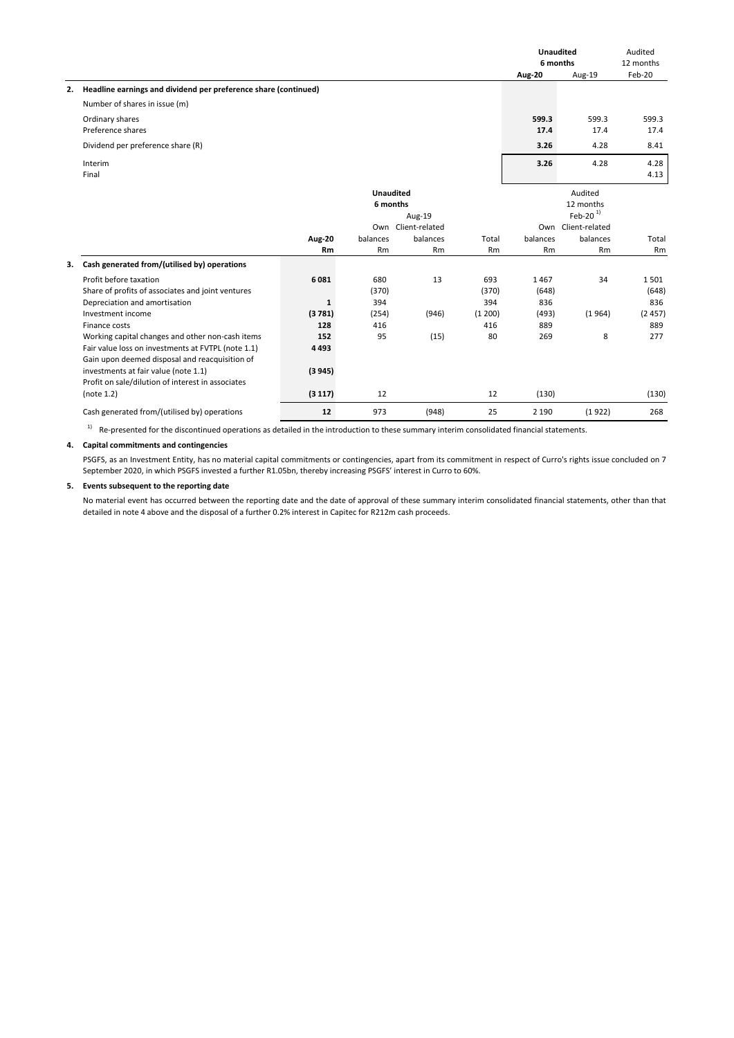**2. Headline earnings and dividend per preference share (continued)**

| | Unaudited 6 months Aug-20 | Unaudited 6 months Aug-19 | Audited 12 months Feb-20 |
|---|---|---|---|
| Number of shares in issue (m) | | | |
| Ordinary shares | **599.3** | 599.3 | 599.3 |
| Preference shares | **17.4** | 17.4 | 17.4 |
| Dividend per preference share (R) | **3.26** | 4.28 | 8.41 |
| Interim | **3.26** | 4.28 | 4.28 |
| Final | | | 4.13 |

**3. Cash generated from/(utilised by) operations**

| | Unaudited 6 months | | | | Audited 12 months | | |
|---|---|---|---|---|---|---|---|
| | | Aug-19 | | | Feb-20 [1] | | |
| | **Aug-20** | Own balances | Client-related balances | Total | Own balances | Client-related balances | Total |
| | **Rm** | Rm | Rm | Rm | Rm | Rm | Rm |
| Profit before taxation | **6 081** | 680 | 13 | 693 | 1 467 | 34 | 1 501 |
| Share of profits of associates and joint ventures | | (370) | | (370) | (648) | | (648) |
| Depreciation and amortisation | **1** | 394 | | 394 | 836 | | 836 |
| Investment income | **(3 781)** | (254) | (946) | (1 200) | (493) | (1 964) | (2 457) |
| Finance costs | **128** | 416 | | 416 | 889 | | 889 |
| Working capital changes and other non-cash items | **152** | 95 | (15) | 80 | 269 | 8 | 277 |
| Fair value loss on investments at FVTPL (note 1.1) | **4 493** | | | | | | |
| Gain upon deemed disposal and reacquisition of investments at fair value (note 1.1) | **(3 945)** | | | | | | |
| Profit on sale/dilution of interest in associates (note 1.2) | **(3 117)** | 12 | | 12 | (130) | | (130) |
| Cash generated from/(utilised by) operations | **12** | 973 | (948) | 25 | 2 190 | (1 922) | 268 |

[1] Re-presented for the discontinued operations as detailed in the introduction to these summary interim consolidated financial statements.

**4. Capital commitments and contingencies**

PSGFS, as an Investment Entity, has no material capital commitments or contingencies, apart from its commitment in respect of Curro's rights issue concluded on 7 September 2020, in which PSGFS invested a further R1.05bn, thereby increasing PSGFS' interest in Curro to 60%.

**5. Events subsequent to the reporting date**

No material event has occurred between the reporting date and the date of approval of these summary interim consolidated financial statements, other than that detailed in note 4 above and the disposal of a further 0.2% interest in Capitec for R212m cash proceeds.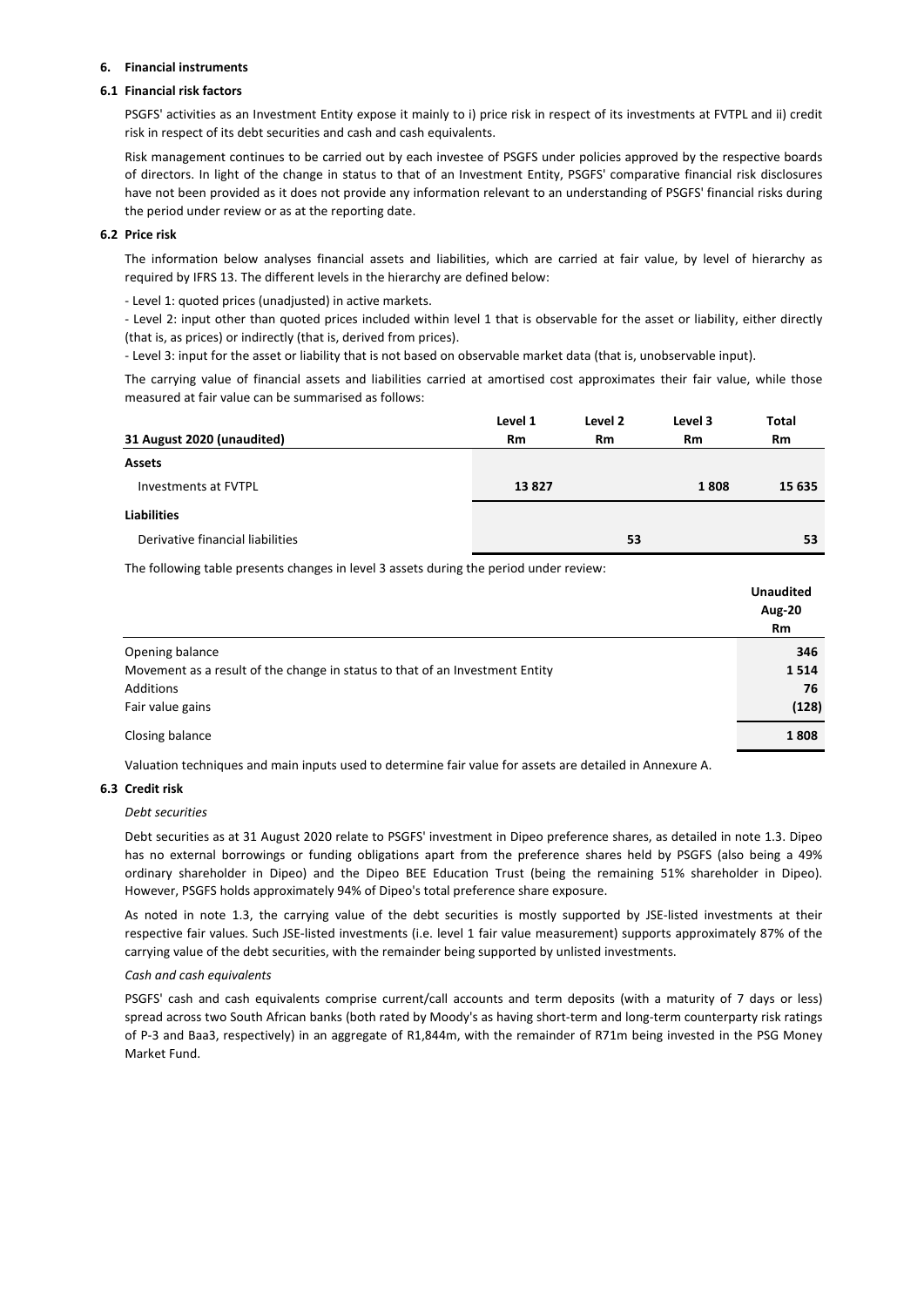# 6. Financial instruments

## 6.1 Financial risk factors

PSGFS' activities as an Investment Entity expose it mainly to i) price risk in respect of its investments at FVTPL and ii) credit risk in respect of its debt securities and cash and cash equivalents.

Risk management continues to be carried out by each investee of PSGFS under policies approved by the respective boards of directors. In light of the change in status to that of an Investment Entity, PSGFS' comparative financial risk disclosures have not been provided as it does not provide any information relevant to an understanding of PSGFS' financial risks during the period under review or as at the reporting date.

## 6.2 Price risk

The information below analyses financial assets and liabilities, which are carried at fair value, by level of hierarchy as required by IFRS 13. The different levels in the hierarchy are defined below:

- Level 1: quoted prices (unadjusted) in active markets.
- Level 2: input other than quoted prices included within level 1 that is observable for the asset or liability, either directly (that is, as prices) or indirectly (that is, derived from prices).
- Level 3: input for the asset or liability that is not based on observable market data (that is, unobservable input).

The carrying value of financial assets and liabilities carried at amortised cost approximates their fair value, while those measured at fair value can be summarised as follows:

| 31 August 2020 (unaudited) | Level 1 Rm | Level 2 Rm | Level 3 Rm | Total Rm |
|---|---|---|---|---|
| **Assets** | | | | |
| Investments at FVTPL | **13 827** | | **1 808** | **15 635** |
| **Liabilities** | | | | |
| Derivative financial liabilities | | **53** | | **53** |

The following table presents changes in level 3 assets during the period under review:

| | Unaudited Aug-20 Rm |
|---|---|
| Opening balance | **346** |
| Movement as a result of the change in status to that of an Investment Entity | **1 514** |
| Additions | **76** |
| Fair value gains | **(128)** |
| Closing balance | **1 808** |

Valuation techniques and main inputs used to determine fair value for assets are detailed in Annexure A.

## 6.3 Credit risk

*Debt securities*

Debt securities as at 31 August 2020 relate to PSGFS' investment in Dipeo preference shares, as detailed in note 1.3. Dipeo has no external borrowings or funding obligations apart from the preference shares held by PSGFS (also being a 49% ordinary shareholder in Dipeo) and the Dipeo BEE Education Trust (being the remaining 51% shareholder in Dipeo). However, PSGFS holds approximately 94% of Dipeo's total preference share exposure.

As noted in note 1.3, the carrying value of the debt securities is mostly supported by JSE-listed investments at their respective fair values. Such JSE-listed investments (i.e. level 1 fair value measurement) supports approximately 87% of the carrying value of the debt securities, with the remainder being supported by unlisted investments.

*Cash and cash equivalents*

PSGFS' cash and cash equivalents comprise current/call accounts and term deposits (with a maturity of 7 days or less) spread across two South African banks (both rated by Moody's as having short-term and long-term counterparty risk ratings of P-3 and Baa3, respectively) in an aggregate of R1,844m, with the remainder of R71m being invested in the PSG Money Market Fund.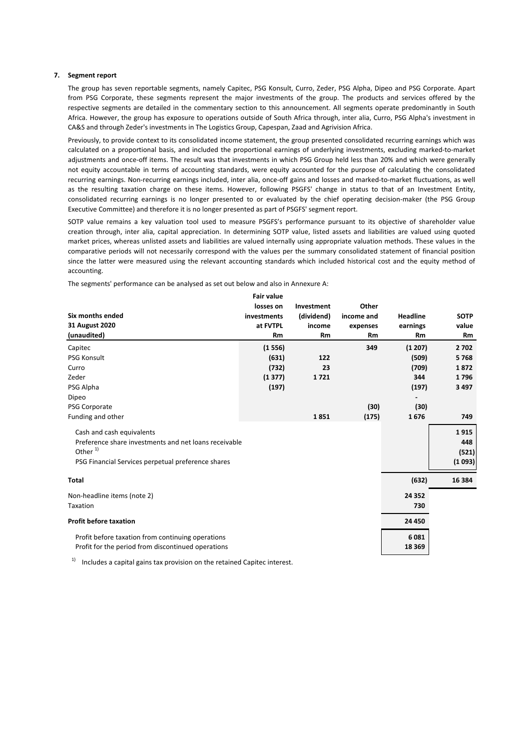**7. Segment report**

The group has seven reportable segments, namely Capitec, PSG Konsult, Curro, Zeder, PSG Alpha, Dipeo and PSG Corporate. Apart from PSG Corporate, these segments represent the major investments of the group. The products and services offered by the respective segments are detailed in the commentary section to this announcement. All segments operate predominantly in South Africa. However, the group has exposure to operations outside of South Africa through, inter alia, Curro, PSG Alpha's investment in CA&S and through Zeder's investments in The Logistics Group, Capespan, Zaad and Agrivision Africa.

Previously, to provide context to its consolidated income statement, the group presented consolidated recurring earnings which was calculated on a proportional basis, and included the proportional earnings of underlying investments, excluding marked-to-market adjustments and once-off items. The result was that investments in which PSG Group held less than 20% and which were generally not equity accountable in terms of accounting standards, were equity accounted for the purpose of calculating the consolidated recurring earnings. Non-recurring earnings included, inter alia, once-off gains and losses and marked-to-market fluctuations, as well as the resulting taxation charge on these items. However, following PSGFS' change in status to that of an Investment Entity, consolidated recurring earnings is no longer presented to or evaluated by the chief operating decision-maker (the PSG Group Executive Committee) and therefore it is no longer presented as part of PSGFS' segment report.

SOTP value remains a key valuation tool used to measure PSGFS's performance pursuant to its objective of shareholder value creation through, inter alia, capital appreciation. In determining SOTP value, listed assets and liabilities are valued using quoted market prices, whereas unlisted assets and liabilities are valued internally using appropriate valuation methods. These values in the comparative periods will not necessarily correspond with the values per the summary consolidated statement of financial position since the latter were measured using the relevant accounting standards which included historical cost and the equity method of accounting.

The segments' performance can be analysed as set out below and also in Annexure A:

| Six months ended 31 August 2020 (unaudited) | Fair value losses on investments at FVTPL Rm | Investment (dividend) income Rm | Other income and expenses Rm | Headline earnings Rm | SOTP value Rm |
|---|---|---|---|---|---|
| Capitec | (1 556) | | 349 | (1 207) | 2 702 |
| PSG Konsult | (631) | 122 | | (509) | 5 768 |
| Curro | (732) | 23 | | (709) | 1 872 |
| Zeder | (1 377) | 1 721 | | 344 | 1 796 |
| PSG Alpha | (197) | | | (197) | 3 497 |
| Dipeo | | | | - | |
| PSG Corporate | | | (30) | (30) | |
| Funding and other | | 1 851 | (175) | 1 676 | 749 |
| Cash and cash equivalents | | | | | 1 915 |
| Preference share investments and net loans receivable | | | | | 448 |
| Other [1] | | | | | (521) |
| PSG Financial Services perpetual preference shares | | | | | (1 093) |
| **Total** | | | | **(632)** | **16 384** |
| Non-headline items (note 2) | | | | 24 352 | |
| Taxation | | | | 730 | |
| **Profit before taxation** | | | | **24 450** | |
| Profit before taxation from continuing operations | | | | 6 081 | |
| Profit for the period from discontinued operations | | | | 18 369 | |

[1] Includes a capital gains tax provision on the retained Capitec interest.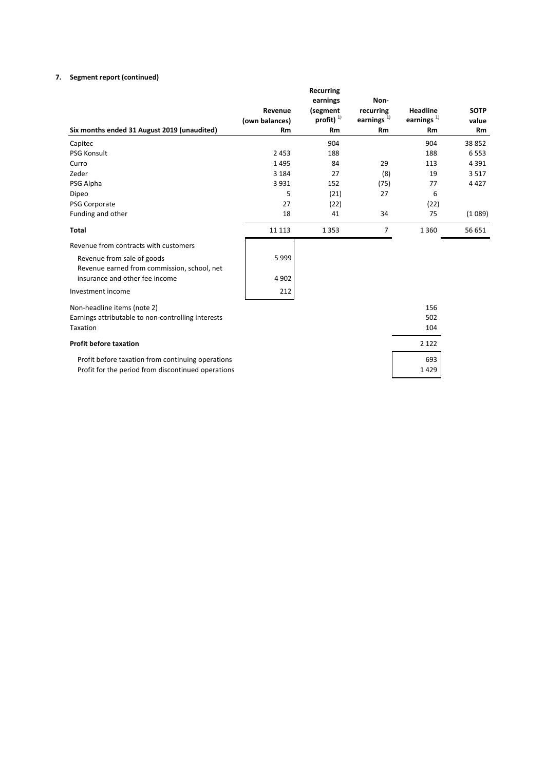## 7. Segment report (continued)

| Six months ended 31 August 2019 (unaudited) | Revenue (own balances) Rm | Recurring earnings (segment profit) [1] Rm | Non-recurring earnings [1] Rm | Headline earnings [1] Rm | SOTP value Rm |
|---|---|---|---|---|---|
| Capitec | | 904 | | 904 | 38 852 |
| PSG Konsult | 2 453 | 188 | | 188 | 6 553 |
| Curro | 1 495 | 84 | 29 | 113 | 4 391 |
| Zeder | 3 184 | 27 | (8) | 19 | 3 517 |
| PSG Alpha | 3 931 | 152 | (75) | 77 | 4 427 |
| Dipeo | 5 | (21) | 27 | 6 | |
| PSG Corporate | 27 | (22) | | (22) | |
| Funding and other | 18 | 41 | 34 | 75 | (1 089) |
| **Total** | 11 113 | 1 353 | 7 | 1 360 | 56 651 |
| Revenue from contracts with customers | | | | | |
| Revenue from sale of goods | 5 999 | | | | |
| Revenue earned from commission, school, net insurance and other fee income | 4 902 | | | | |
| Investment income | 212 | | | | |
| Non-headline items (note 2) | | | | 156 | |
| Earnings attributable to non-controlling interests | | | | 502 | |
| Taxation | | | | 104 | |
| **Profit before taxation** | | | | 2 122 | |
| Profit before taxation from continuing operations | | | | 693 | |
| Profit for the period from discontinued operations | | | | 1 429 | |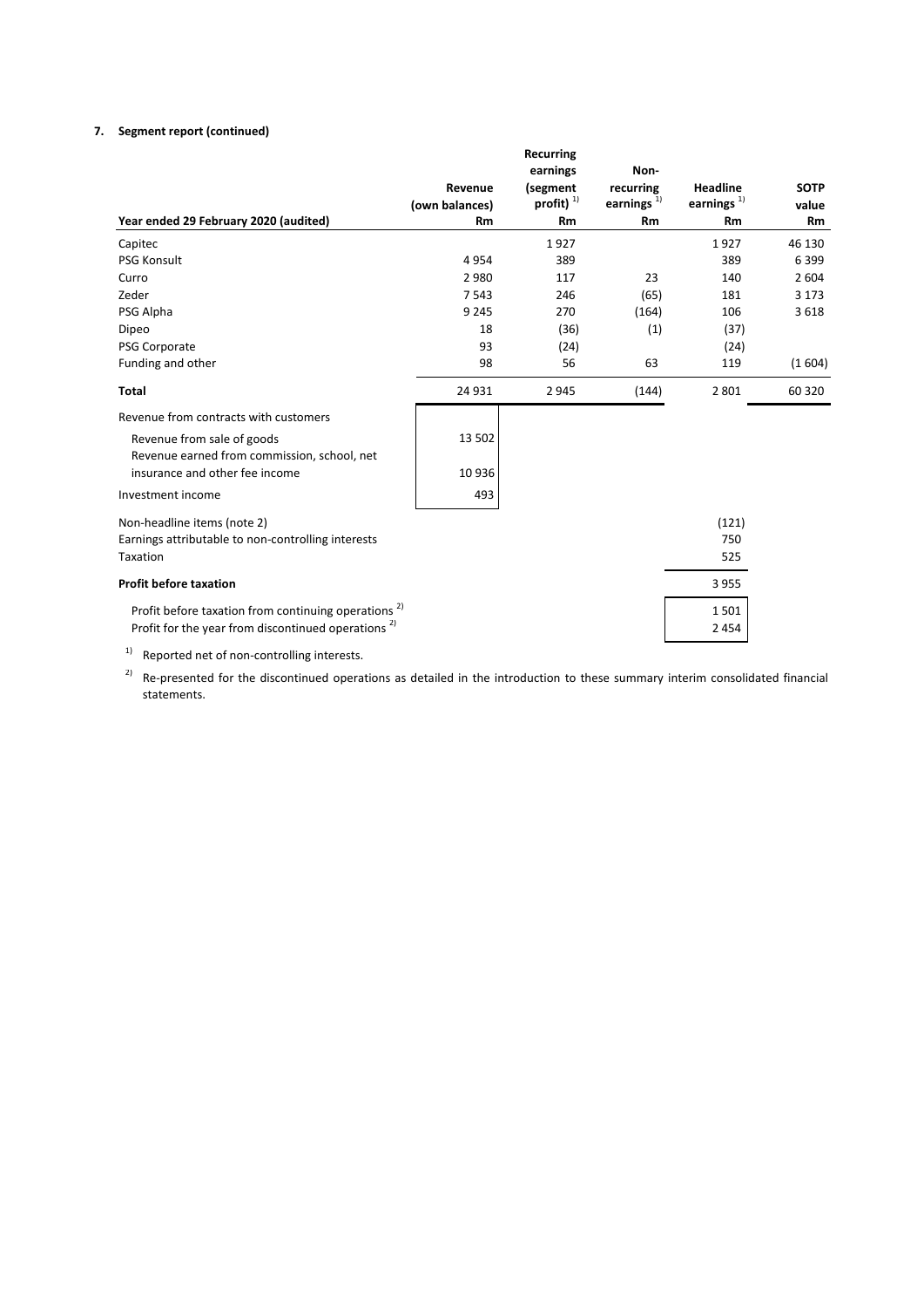**7. Segment report (continued)**

| Year ended 29 February 2020 (audited) | Revenue (own balances) Rm | Recurring earnings (segment profit) [1] Rm | Non-recurring earnings [1] Rm | Headline earnings [1] Rm | SOTP value Rm |
|---|---|---|---|---|---|
| Capitec | | 1 927 | | 1 927 | 46 130 |
| PSG Konsult | 4 954 | 389 | | 389 | 6 399 |
| Curro | 2 980 | 117 | 23 | 140 | 2 604 |
| Zeder | 7 543 | 246 | (65) | 181 | 3 173 |
| PSG Alpha | 9 245 | 270 | (164) | 106 | 3 618 |
| Dipeo | 18 | (36) | (1) | (37) | |
| PSG Corporate | 93 | (24) | | (24) | |
| Funding and other | 98 | 56 | 63 | 119 | (1 604) |
| **Total** | 24 931 | 2 945 | (144) | 2 801 | 60 320 |
| Revenue from contracts with customers | | | | | |
| Revenue from sale of goods | 13 502 | | | | |
| Revenue earned from commission, school, net insurance and other fee income | 10 936 | | | | |
| Investment income | 493 | | | | |
| Non-headline items (note 2) | | | | (121) | |
| Earnings attributable to non-controlling interests | | | | 750 | |
| Taxation | | | | 525 | |
| **Profit before taxation** | | | | 3 955 | |
| Profit before taxation from continuing operations [2] | | | | 1 501 | |
| Profit for the year from discontinued operations [2] | | | | 2 454 | |

[1] Reported net of non-controlling interests.

[2] Re-presented for the discontinued operations as detailed in the introduction to these summary interim consolidated financial statements.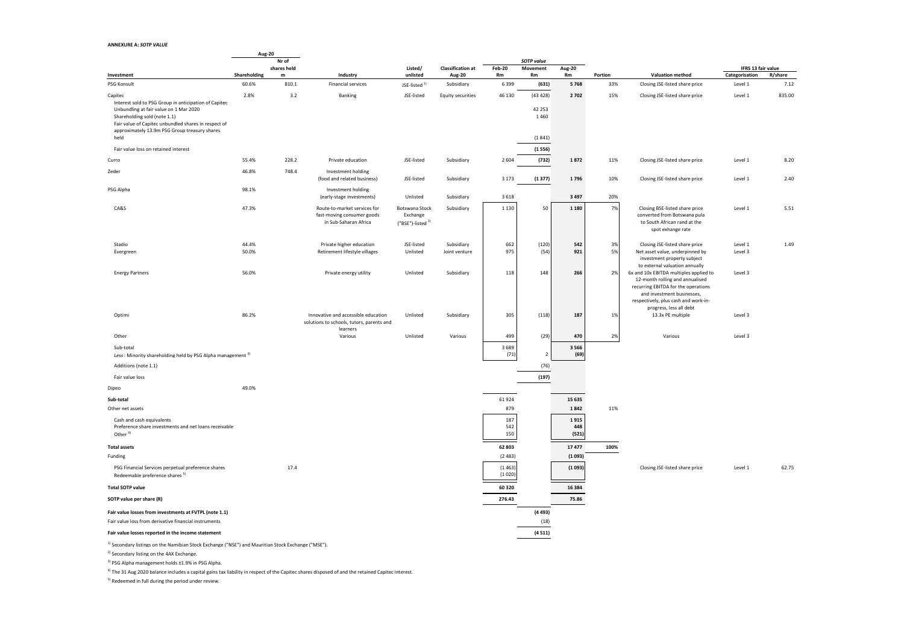**ANNEXURE A: SOTP VALUE**

| | Aug-20 | | | | | SOTP value | | | | | IFRS 13 fair value | |
|---|---|---|---|---|---|---|---|---|---|---|---|---|
| Investment | Shareholding | Nr of shares held m | Industry | Listed/ unlisted | Classification at Aug-20 | Feb-20 Rm | Movement Rm | Aug-20 Rm | Portion | Valuation method | Categorisation | R/share |
| PSG Konsult | 60.6% | 810.1 | Financial services | JSE-listed [1] | Subsidiary | 6 399 | (631) | 5 768 | 33% | Closing JSE-listed share price | Level 1 | 7.12 |
| Capitec | 2.8% | 3.2 | Banking | JSE-listed | Equity securities | 46 130 | (43 428) | 2 702 | 15% | Closing JSE-listed share price | Level 1 | 835.00 |
| Interest sold to PSG Group in anticipation of Capitec Unbundling at fair value on 1 Mar 2020 | | | | | | | 42 253 | | | | | |
| Shareholding sold (note 1.1) | | | | | | | 1 460 | | | | | |
| Fair value of Capitec unbundled shares in respect of approximately 13.9m PSG Group treasury shares held | | | | | | | (1 841) | | | | | |
| Fair value loss on retained interest | | | | | | | (1 556) | | | | | |
| Curro | 55.4% | 228.2 | Private education | JSE-listed | Subsidiary | 2 604 | (732) | 1 872 | 11% | Closing JSE-listed share price | Level 1 | 8.20 |
| Zeder | 46.8% | 748.4 | Investment holding (food and related business) | JSE-listed | Subsidiary | 3 173 | (1 377) | 1 796 | 10% | Closing JSE-listed share price | Level 1 | 2.40 |
| PSG Alpha | 98.1% | | Investment holding (early-stage investments) | Unlisted | Subsidiary | 3 618 | | 3 497 | 20% | | | |
| CA&S | 47.3% | | Route-to-market services for fast-moving consumer goods in Sub-Saharan Africa | Botswana Stock Exchange ("BSE")-listed [2] | Subsidiary | 1 130 | 50 | 1 180 | 7% | Closing BSE-listed share price converted from Botswana pula to South African rand at the spot exhange rate | Level 1 | 5.51 |
| Stadio | 44.4% | | Private higher education | JSE-listed | Subsidiary | 662 | (120) | 542 | 3% | Closing JSE-listed share price | Level 1 | 1.49 |
| Evergreen | 50.0% | | Retirement lifestyle villages | Unlisted | Joint venture | 975 | (54) | 921 | 5% | Net asset value, underpinned by investment property subject to external valuation annually | Level 3 | |
| Energy Partners | 56.0% | | Private energy utility | Unlisted | Subsidiary | 118 | 148 | 266 | 2% | 6x and 10x EBITDA multiples applied to 12-month rolling and annualised recurring EBITDA for the operations and investment businesses, respectively, plus cash and work-in-progress, less all debt | Level 3 | |
| Optimi | 86.2% | | Innovative and accessible education solutions to schools, tutors, parents and learners | Unlisted | Subsidiary | 305 | (118) | 187 | 1% | 13.3x PE multiple | Level 3 | |
| Other | | | Various | Unlisted | Various | 499 | (29) | 470 | 2% | Various | Level 3 | |
| Sub-total | | | | | | 3 689 | | 3 566 | | | | |
| *Less* : Minority shareholding held by PSG Alpha management [3] | | | | | | (71) | 2 | (69) | | | | |
| Additions (note 1.1) | | | | | | | (76) | | | | | |
| Fair value loss | | | | | | | (197) | | | | | |
| Dipeo | 49.0% | | | | | | | | | | | |
| **Sub-total** | | | | | | 61 924 | | 15 635 | | | | |
| Other net assets | | | | | | 879 | | 1 842 | 11% | | | |
| Cash and cash equivalents | | | | | | 187 | | 1 915 | | | | |
| Preference share investments and net loans receivable | | | | | | 542 | | 448 | | | | |
| Other [4] | | | | | | 150 | | (521) | | | | |
| **Total assets** | | | | | | 62 803 | | 17 477 | 100% | | | |
| Funding | | | | | | (2 483) | | (1 093) | | | | |
| PSG Financial Services perpetual preference shares | | 17.4 | | | | (1 463) | | (1 093) | | Closing JSE-listed share price | Level 1 | 62.75 |
| Redeemable preference shares [5] | | | | | | (1 020) | | | | | | |
| **Total SOTP value** | | | | | | 60 320 | | 16 384 | | | | |
| **SOTP value per share (R)** | | | | | | 276.43 | | 75.86 | | | | |
| **Fair value losses from investments at FVTPL (note 1.1)** | | | | | | | (4 493) | | | | | |
| Fair value loss from derivative financial instruments | | | | | | | (18) | | | | | |
| **Fair value losses reported in the income statement** | | | | | | | (4 511) | | | | | |

[1] Secondary listings on the Namibian Stock Exchange ("NSE") and Mauritian Stock Exchange ("MSE").

[2] Secondary listing on the 4AX Exchange.

[3] PSG Alpha management holds ±1.9% in PSG Alpha.

[4] The 31 Aug 2020 balance includes a capital gains tax liability in respect of the Capitec shares disposed of and the retained Capitec interest.

[5] Redeemed in full during the period under review.